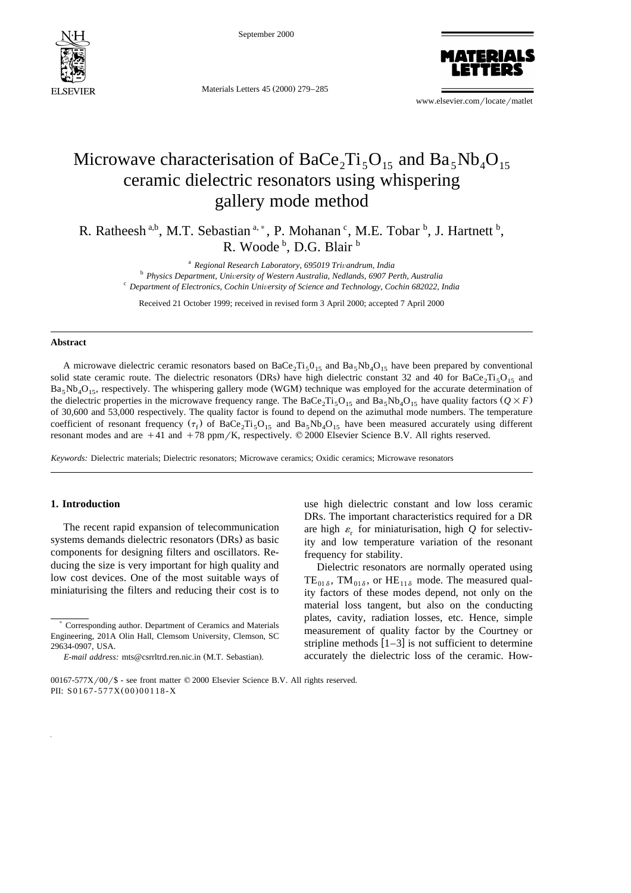# Microwave characterisation of $BaCe_2Ti_5O_{15}$ and $Ba_5Nb_4O_{15}$ ceramic dielectric resonators using whispering gallery mode method

R. Ratheesh [a,b], M.T. Sebastian [a,*], P. Mohanan [c], M.E. Tobar [b], J. Hartnett [b], R. Woode [b], D.G. Blair [b]

[a] *Regional Research Laboratory, 695019 Trivandrum, India*
[b] *Physics Department, University of Western Australia, Nedlands, 6907 Perth, Australia*
[c] *Department of Electronics, Cochin University of Science and Technology, Cochin 682022, India*

Received 21 October 1999; received in revised form 3 April 2000; accepted 7 April 2000

## Abstract

A microwave dielectric ceramic resonators based on $BaCe_2Ti_50_{15}$ and $Ba_5Nb_4O_{15}$ have been prepared by conventional solid state ceramic route. The dielectric resonators (DRs) have high dielectric constant 32 and 40 for $BaCe_2Ti_5O_{15}$ and $Ba_5Nb_4O_{15}$, respectively. The whispering gallery mode (WGM) technique was employed for the accurate determination of the dielectric properties in the microwave frequency range. The $BaCe_2Ti_5O_{15}$ and $Ba_5Nb_4O_{15}$ have quality factors ($Q \times F$) of 30,600 and 53,000 respectively. The quality factor is found to depend on the azimuthal mode numbers. The temperature coefficient of resonant frequency ($\tau_f$) of $BaCe_2Ti_5O_{15}$ and $Ba_5Nb_4O_{15}$ have been measured accurately using different resonant modes and are +41 and +78 ppm/K, respectively. © 2000 Elsevier Science B.V. All rights reserved.

*Keywords:* Dielectric materials; Dielectric resonators; Microwave ceramics; Oxidic ceramics; Microwave resonators

## 1. Introduction

The recent rapid expansion of telecommunication systems demands dielectric resonators (DRs) as basic components for designing filters and oscillators. Reducing the size is very important for high quality and low cost devices. One of the most suitable ways of miniaturising the filters and reducing their cost is to use high dielectric constant and low loss ceramic DRs. The important characteristics required for a DR are high $\varepsilon_r$ for miniaturisation, high $Q$ for selectivity and low temperature variation of the resonant frequency for stability.

Dielectric resonators are normally operated using $TE_{01\delta}$, $TM_{01\delta}$, or $HE_{11\delta}$ mode. The measured quality factors of these modes depend, not only on the material loss tangent, but also on the conducting plates, cavity, radiation losses, etc. Hence, simple measurement of quality factor by the Courtney or stripline methods [1–3] is not sufficient to determine accurately the dielectric loss of the ceramic. How-

---

\* Corresponding author. Department of Ceramics and Materials Engineering, 201A Olin Hall, Clemsom University, Clemson, SC 29634-0907, USA.

*E-mail address:* mts@csrrltrd.ren.nic.in (M.T. Sebastian).

00167-577X/00/$ - see front matter © 2000 Elsevier Science B.V. All rights reserved.
PII: S0167-577X(00)00118-X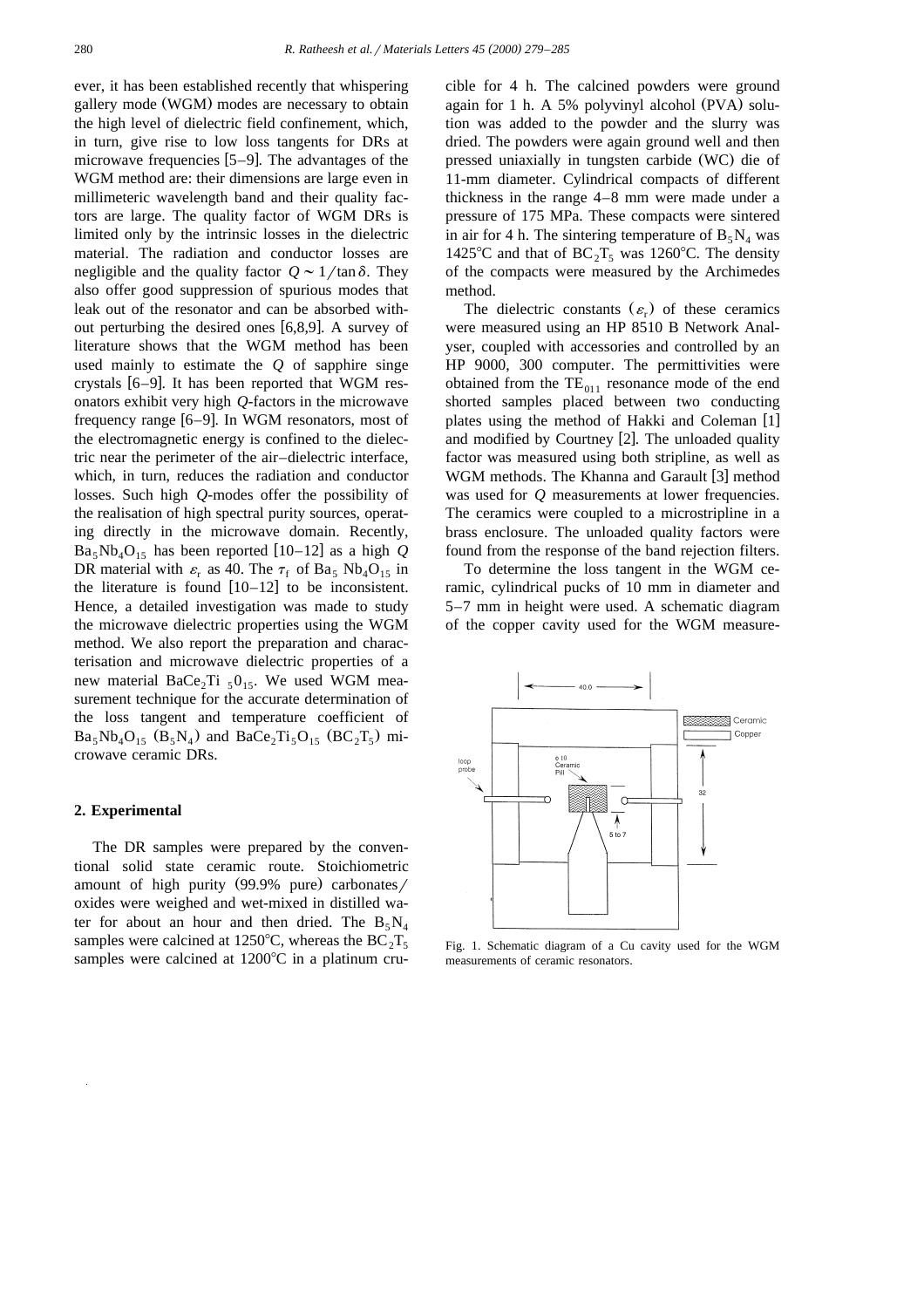ever, it has been established recently that whispering gallery mode (WGM) modes are necessary to obtain the high level of dielectric field confinement, which, in turn, give rise to low loss tangents for DRs at microwave frequencies [5–9]. The advantages of the WGM method are: their dimensions are large even in millimeteric wavelength band and their quality factors are large. The quality factor of WGM DRs is limited only by the intrinsic losses in the dielectric material. The radiation and conductor losses are negligible and the quality factor $Q \sim 1/\tan\delta$. They also offer good suppression of spurious modes that leak out of the resonator and can be absorbed without perturbing the desired ones [6,8,9]. A survey of literature shows that the WGM method has been used mainly to estimate the $Q$ of sapphire singe crystals [6–9]. It has been reported that WGM resonators exhibit very high $Q$-factors in the microwave frequency range [6–9]. In WGM resonators, most of the electromagnetic energy is confined to the dielectric near the perimeter of the air–dielectric interface, which, in turn, reduces the radiation and conductor losses. Such high $Q$-modes offer the possibility of the realisation of high spectral purity sources, operating directly in the microwave domain. Recently, $Ba_5Nb_4O_{15}$ has been reported [10–12] as a high $Q$ DR material with $\varepsilon_r$ as 40. The $\tau_f$ of $Ba_5Nb_4O_{15}$ in the literature is found [10–12] to be inconsistent. Hence, a detailed investigation was made to study the microwave dielectric properties using the WGM method. We also report the preparation and characterisation and microwave dielectric properties of a new material $BaCe_2Ti_50_{15}$. We used WGM measurement technique for the accurate determination of the loss tangent and temperature coefficient of $Ba_5Nb_4O_{15}$ ($B_5N_4$) and $BaCe_2Ti_5O_{15}$ ($BC_2T_5$) microwave ceramic DRs.

## 2. Experimental

The DR samples were prepared by the conventional solid state ceramic route. Stoichiometric amount of high purity (99.9% pure) carbonates/oxides were weighed and wet-mixed in distilled water for about an hour and then dried. The $B_5N_4$ samples were calcined at 1250°C, whereas the $BC_2T_5$ samples were calcined at 1200°C in a platinum crucible for 4 h. The calcined powders were ground again for 1 h. A 5% polyvinyl alcohol (PVA) solution was added to the powder and the slurry was dried. The powders were again ground well and then pressed uniaxially in tungsten carbide (WC) die of 11-mm diameter. Cylindrical compacts of different thickness in the range 4–8 mm were made under a pressure of 175 MPa. These compacts were sintered in air for 4 h. The sintering temperature of $B_5N_4$ was 1425°C and that of $BC_2T_5$ was 1260°C. The density of the compacts were measured by the Archimedes method.

The dielectric constants ($\varepsilon_r$) of these ceramics were measured using an HP 8510 B Network Analyser, coupled with accessories and controlled by an HP 9000, 300 computer. The permittivities were obtained from the $TE_{011}$ resonance mode of the end shorted samples placed between two conducting plates using the method of Hakki and Coleman [1] and modified by Courtney [2]. The unloaded quality factor was measured using both stripline, as well as WGM methods. The Khanna and Garault [3] method was used for $Q$ measurements at lower frequencies. The ceramics were coupled to a microstripline in a brass enclosure. The unloaded quality factors were found from the response of the band rejection filters.

To determine the loss tangent in the WGM ceramic, cylindrical pucks of 10 mm in diameter and 5–7 mm in height were used. A schematic diagram of the copper cavity used for the WGM measure-

Fig. 1. Schematic diagram of a Cu cavity used for the WGM measurements of ceramic resonators.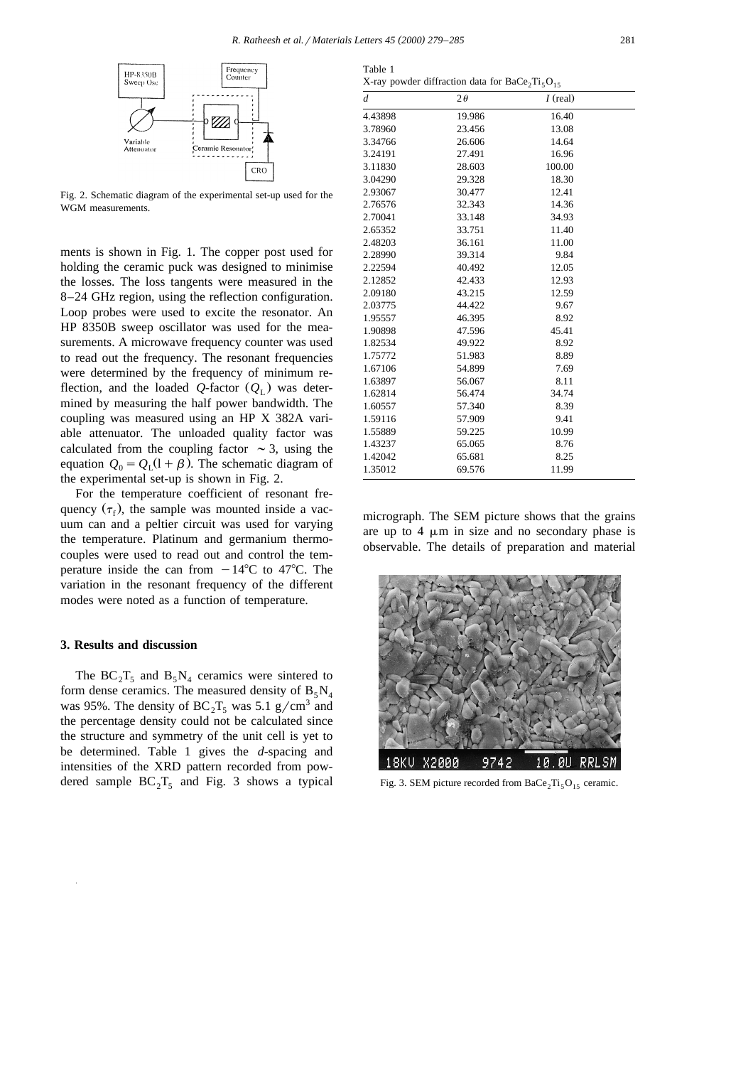Fig. 2. Schematic diagram of the experimental set-up used for the WGM measurements.

ments is shown in Fig. 1. The copper post used for holding the ceramic puck was designed to minimise the losses. The loss tangents were measured in the 8–24 GHz region, using the reflection configuration. Loop probes were used to excite the resonator. An HP 8350B sweep oscillator was used for the measurements. A microwave frequency counter was used to read out the frequency. The resonant frequencies were determined by the frequency of minimum reflection, and the loaded $Q$-factor ($Q_L$) was determined by measuring the half power bandwidth. The coupling was measured using an HP X 382A variable attenuator. The unloaded quality factor was calculated from the coupling factor $\sim 3$, using the equation $Q_0 = Q_L(1+\beta)$. The schematic diagram of the experimental set-up is shown in Fig. 2.

For the temperature coefficient of resonant frequency ($\tau_f$), the sample was mounted inside a vacuum can and a peltier circuit was used for varying the temperature. Platinum and germanium thermocouples were used to read out and control the temperature inside the can from $-14°C$ to $47°C$. The variation in the resonant frequency of the different modes were noted as a function of temperature.

## 3. Results and discussion

The $BC_2T_5$ and $B_5N_4$ ceramics were sintered to form dense ceramics. The measured density of $B_5N_4$ was 95%. The density of $BC_2T_5$ was 5.1 g/cm$^3$ and the percentage density could not be calculated since the structure and symmetry of the unit cell is yet to be determined. Table 1 gives the $d$-spacing and intensities of the XRD pattern recorded from powdered sample $BC_2T_5$ and Fig. 3 shows a typical micrograph. The SEM picture shows that the grains are up to 4 μm in size and no secondary phase is observable. The details of preparation and material

Table 1
X-ray powder diffraction data for $BaCe_2Ti_5O_{15}$

| $d$ | $2\theta$ | $I$ (real) |
|---|---|---|
| 4.43898 | 19.986 | 16.40 |
| 3.78960 | 23.456 | 13.08 |
| 3.34766 | 26.606 | 14.64 |
| 3.24191 | 27.491 | 16.96 |
| 3.11830 | 28.603 | 100.00 |
| 3.04290 | 29.328 | 18.30 |
| 2.93067 | 30.477 | 12.41 |
| 2.76576 | 32.343 | 14.36 |
| 2.70041 | 33.148 | 34.93 |
| 2.65352 | 33.751 | 11.40 |
| 2.48203 | 36.161 | 11.00 |
| 2.28990 | 39.314 | 9.84 |
| 2.22594 | 40.492 | 12.05 |
| 2.12852 | 42.433 | 12.93 |
| 2.09180 | 43.215 | 12.59 |
| 2.03775 | 44.422 | 9.67 |
| 1.95557 | 46.395 | 8.92 |
| 1.90898 | 47.596 | 45.41 |
| 1.82534 | 49.922 | 8.92 |
| 1.75772 | 51.983 | 8.89 |
| 1.67106 | 54.899 | 7.69 |
| 1.63897 | 56.067 | 8.11 |
| 1.62814 | 56.474 | 34.74 |
| 1.60557 | 57.340 | 8.39 |
| 1.59116 | 57.909 | 9.41 |
| 1.55889 | 59.225 | 10.99 |
| 1.43237 | 65.065 | 8.76 |
| 1.42042 | 65.681 | 8.25 |
| 1.35012 | 69.576 | 11.99 |

Fig. 3. SEM picture recorded from $BaCe_2Ti_5O_{15}$ ceramic.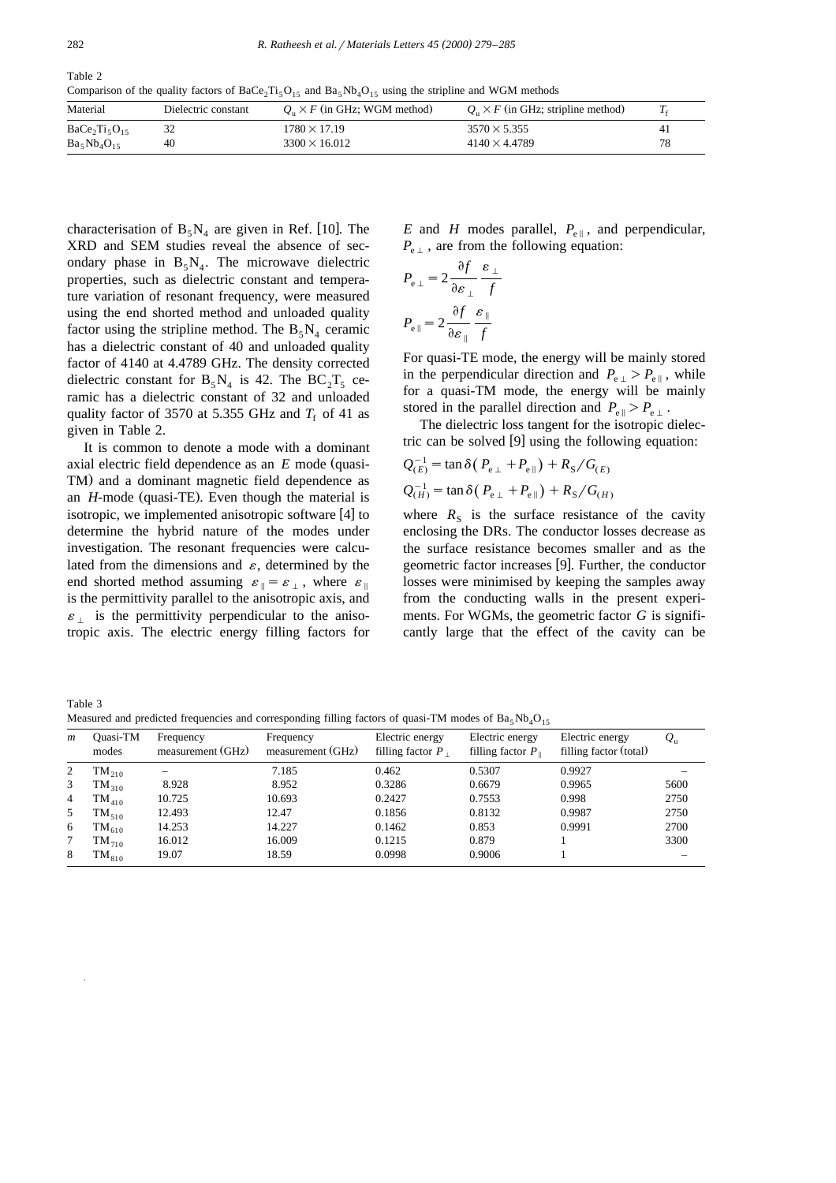Table 2
Comparison of the quality factors of $BaCe_2Ti_5O_{15}$ and $Ba_5Nb_4O_{15}$ using the stripline and WGM methods

| Material | Dielectric constant | $Q_u \times F$ (in GHz; WGM method) | $Q_u \times F$ (in GHz; stripline method) | $T_f$ |
|---|---|---|---|---|
| $BaCe_2Ti_5O_{15}$ | 32 | $1780 \times 17.19$ | $3570 \times 5.355$ | 41 |
| $Ba_5Nb_4O_{15}$ | 40 | $3300 \times 16.012$ | $4140 \times 4.4789$ | 78 |

characterisation of $B_5N_4$ are given in Ref. [10]. The XRD and SEM studies reveal the absence of secondary phase in $B_5N_4$. The microwave dielectric properties, such as dielectric constant and temperature variation of resonant frequency, were measured using the end shorted method and unloaded quality factor using the stripline method. The $B_5N_4$ ceramic has a dielectric constant of 40 and unloaded quality factor of 4140 at 4.4789 GHz. The density corrected dielectric constant for $B_5N_4$ is 42. The $BC_2T_5$ ceramic has a dielectric constant of 32 and unloaded quality factor of 3570 at 5.355 GHz and $T_f$ of 41 as given in Table 2.

It is common to denote a mode with a dominant axial electric field dependence as an $E$ mode (quasi-TM) and a dominant magnetic field dependence as an $H$-mode (quasi-TE). Even though the material is isotropic, we implemented anisotropic software [4] to determine the hybrid nature of the modes under investigation. The resonant frequencies were calculated from the dimensions and $\varepsilon$, determined by the end shorted method assuming $\varepsilon_{\parallel} = \varepsilon_{\perp}$, where $\varepsilon_{\parallel}$ is the permittivity parallel to the anisotropic axis, and $\varepsilon_{\perp}$ is the permittivity perpendicular to the anisotropic axis. The electric energy filling factors for $E$ and $H$ modes parallel, $P_{e\parallel}$, and perpendicular, $P_{e\perp}$, are from the following equation:

$$P_{e\perp} = 2\frac{\partial f}{\partial \varepsilon_{\perp}}\frac{\varepsilon_{\perp}}{f}$$

$$P_{e\parallel} = 2\frac{\partial f}{\partial \varepsilon_{\parallel}}\frac{\varepsilon_{\parallel}}{f}$$

For quasi-TE mode, the energy will be mainly stored in the perpendicular direction and $P_{e\perp} > P_{e\parallel}$, while for a quasi-TM mode, the energy will be mainly stored in the parallel direction and $P_{e\parallel} > P_{e\perp}$.

The dielectric loss tangent for the isotropic dielectric can be solved [9] using the following equation:

$$Q_{(E)}^{-1} = \tan\delta(P_{e\perp} + P_{e\parallel}) + R_S/G_{(E)}$$

$$Q_{(H)}^{-1} = \tan\delta(P_{e\perp} + P_{e\parallel}) + R_S/G_{(H)}$$

where $R_S$ is the surface resistance of the cavity enclosing the DRs. The conductor losses decrease as the surface resistance becomes smaller and as the geometric factor increases [9]. Further, the conductor losses were minimised by keeping the samples away from the conducting walls in the present experiments. For WGMs, the geometric factor $G$ is significantly large that the effect of the cavity can be

Table 3
Measured and predicted frequencies and corresponding filling factors of quasi-TM modes of $Ba_5Nb_4O_{15}$

| $m$ | Quasi-TM modes | Frequency measurement (GHz) | Frequency measurement (GHz) | Electric energy filling factor $P_{\perp}$ | Electric energy filling factor $P_{\parallel}$ | Electric energy filling factor (total) | $Q_u$ |
|---|---|---|---|---|---|---|---|
| 2 | $TM_{210}$ | – | 7.185 | 0.462 | 0.5307 | 0.9927 | – |
| 3 | $TM_{310}$ | 8.928 | 8.952 | 0.3286 | 0.6679 | 0.9965 | 5600 |
| 4 | $TM_{410}$ | 10.725 | 10.693 | 0.2427 | 0.7553 | 0.998 | 2750 |
| 5 | $TM_{510}$ | 12.493 | 12.47 | 0.1856 | 0.8132 | 0.9987 | 2750 |
| 6 | $TM_{610}$ | 14.253 | 14.227 | 0.1462 | 0.853 | 0.9991 | 2700 |
| 7 | $TM_{710}$ | 16.012 | 16.009 | 0.1215 | 0.879 | 1 | 3300 |
| 8 | $TM_{810}$ | 19.07 | 18.59 | 0.0998 | 0.9006 | 1 | – |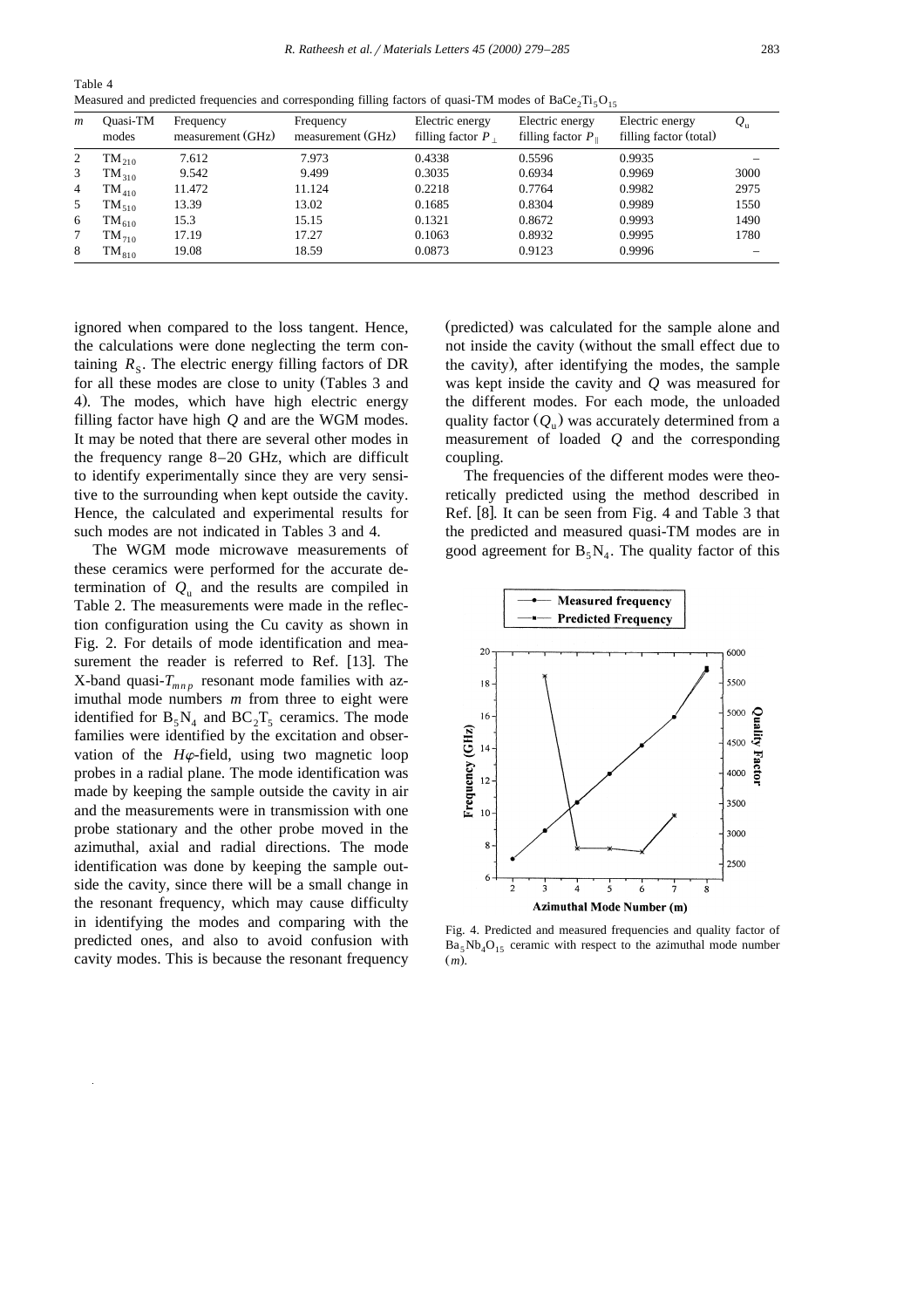Table 4
Measured and predicted frequencies and corresponding filling factors of quasi-TM modes of $BaCe_2Ti_5O_{15}$

| $m$ | Quasi-TM modes | Frequency measurement (GHz) | Frequency measurement (GHz) | Electric energy filling factor $P_\perp$ | Electric energy filling factor $P_\parallel$ | Electric energy filling factor (total) | $Q_u$ |
|---|---|---|---|---|---|---|---|
| 2 | $TM_{210}$ | 7.612 | 7.973 | 0.4338 | 0.5596 | 0.9935 | – |
| 3 | $TM_{310}$ | 9.542 | 9.499 | 0.3035 | 0.6934 | 0.9969 | 3000 |
| 4 | $TM_{410}$ | 11.472 | 11.124 | 0.2218 | 0.7764 | 0.9982 | 2975 |
| 5 | $TM_{510}$ | 13.39 | 13.02 | 0.1685 | 0.8304 | 0.9989 | 1550 |
| 6 | $TM_{610}$ | 15.3 | 15.15 | 0.1321 | 0.8672 | 0.9993 | 1490 |
| 7 | $TM_{710}$ | 17.19 | 17.27 | 0.1063 | 0.8932 | 0.9995 | 1780 |
| 8 | $TM_{810}$ | 19.08 | 18.59 | 0.0873 | 0.9123 | 0.9996 | – |

ignored when compared to the loss tangent. Hence, the calculations were done neglecting the term containing $R_S$. The electric energy filling factors of DR for all these modes are close to unity (Tables 3 and 4). The modes, which have high electric energy filling factor have high $Q$ and are the WGM modes. It may be noted that there are several other modes in the frequency range 8–20 GHz, which are difficult to identify experimentally since they are very sensitive to the surrounding when kept outside the cavity. Hence, the calculated and experimental results for such modes are not indicated in Tables 3 and 4.

The WGM mode microwave measurements of these ceramics were performed for the accurate determination of $Q_u$ and the results are compiled in Table 2. The measurements were made in the reflection configuration using the Cu cavity as shown in Fig. 2. For details of mode identification and measurement the reader is referred to Ref. [13]. The X-band quasi-$T_{mnp}$ resonant mode families with azimuthal mode numbers $m$ from three to eight were identified for $B_5N_4$ and $BC_2T_5$ ceramics. The mode families were identified by the excitation and observation of the $H\varphi$-field, using two magnetic loop probes in a radial plane. The mode identification was made by keeping the sample outside the cavity in air and the measurements were in transmission with one probe stationary and the other probe moved in the azimuthal, axial and radial directions. The mode identification was done by keeping the sample outside the cavity, since there will be a small change in the resonant frequency, which may cause difficulty in identifying the modes and comparing with the predicted ones, and also to avoid confusion with cavity modes. This is because the resonant frequency (predicted) was calculated for the sample alone and not inside the cavity (without the small effect due to the cavity), after identifying the modes, the sample was kept inside the cavity and $Q$ was measured for the different modes. For each mode, the unloaded quality factor ($Q_u$) was accurately determined from a measurement of loaded $Q$ and the corresponding coupling.

The frequencies of the different modes were theoretically predicted using the method described in Ref. [8]. It can be seen from Fig. 4 and Table 3 that the predicted and measured quasi-TM modes are in good agreement for $B_5N_4$. The quality factor of this

Fig. 4. Predicted and measured frequencies and quality factor of $Ba_5Nb_4O_{15}$ ceramic with respect to the azimuthal mode number ($m$).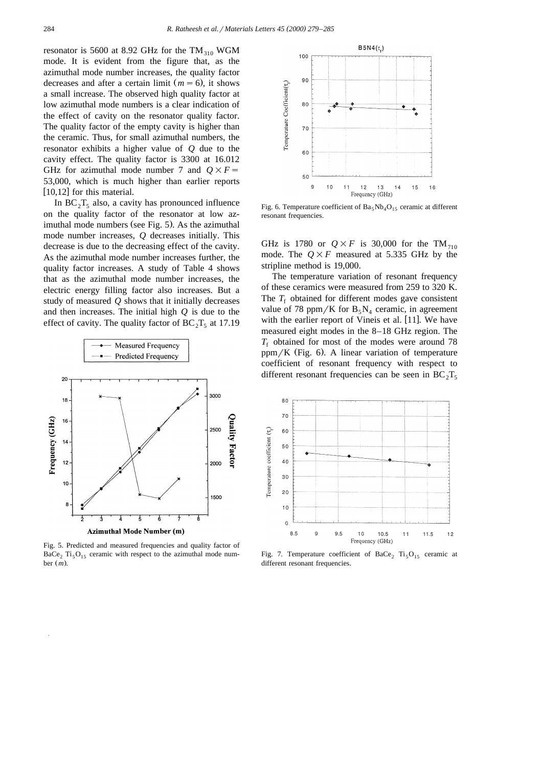resonator is 5600 at 8.92 GHz for the $TM_{310}$ WGM mode. It is evident from the figure that, as the azimuthal mode number increases, the quality factor decreases and after a certain limit ($m = 6$), it shows a small increase. The observed high quality factor at low azimuthal mode numbers is a clear indication of the effect of cavity on the resonator quality factor. The quality factor of the empty cavity is higher than the ceramic. Thus, for small azimuthal numbers, the resonator exhibits a higher value of $Q$ due to the cavity effect. The quality factor is 3300 at 16.012 GHz for azimuthal mode number 7 and $Q \times F =$ 53,000, which is much higher than earlier reports [10,12] for this material.

In $BC_2T_5$ also, a cavity has pronounced influence on the quality factor of the resonator at low azimuthal mode numbers (see Fig. 5). As the azimuthal mode number increases, $Q$ decreases initially. This decrease is due to the decreasing effect of the cavity. As the azimuthal mode number increases further, the quality factor increases. A study of Table 4 shows that as the azimuthal mode number increases, the electric energy filling factor also increases. But a study of measured $Q$ shows that it initially decreases and then increases. The initial high $Q$ is due to the effect of cavity. The quality factor of $BC_2T_5$ at 17.19 GHz is 1780 or $Q \times F$ is 30,000 for the $TM_{710}$ mode. The $Q \times F$ measured at 5.335 GHz by the stripline method is 19,000.

Fig. 5. Predicted and measured frequencies and quality factor of $BaCe_2\ Ti_5O_{15}$ ceramic with respect to the azimuthal mode number ($m$).

Fig. 6. Temperature coefficient of $Ba_5Nb_4O_{15}$ ceramic at different resonant frequencies.

The temperature variation of resonant frequency of these ceramics were measured from 259 to 320 K. The $T_f$ obtained for different modes gave consistent value of 78 ppm/K for $B_5N_4$ ceramic, in agreement with the earlier report of Vineis et al. [11]. We have measured eight modes in the 8–18 GHz region. The $T_f$ obtained for most of the modes were around 78 ppm/K (Fig. 6). A linear variation of temperature coefficient of resonant frequency with respect to different resonant frequencies can be seen in $BC_2T_5$

Fig. 7. Temperature coefficient of $BaCe_2\ Ti_5O_{15}$ ceramic at different resonant frequencies.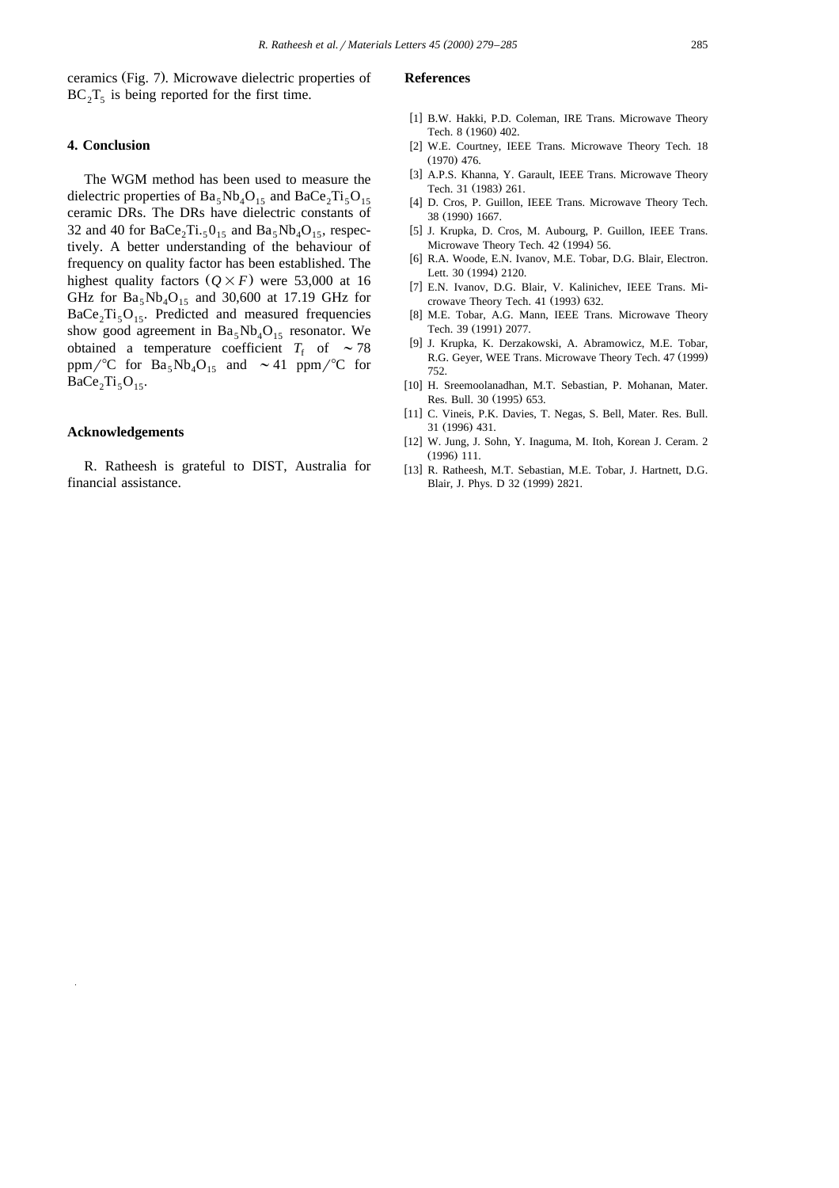ceramics (Fig. 7). Microwave dielectric properties of $BC_2T_5$ is being reported for the first time.

## 4. Conclusion

The WGM method has been used to measure the dielectric properties of $Ba_5Nb_4O_{15}$ and $BaCe_2Ti_5O_{15}$ ceramic DRs. The DRs have dielectric constants of 32 and 40 for $BaCe_2Ti._50_{15}$ and $Ba_5Nb_4O_{15}$, respectively. A better understanding of the behaviour of frequency on quality factor has been established. The highest quality factors $(Q \times F)$ were 53,000 at 16 GHz for $Ba_5Nb_4O_{15}$ and 30,600 at 17.19 GHz for $BaCe_2Ti_5O_{15}$. Predicted and measured frequencies show good agreement in $Ba_5Nb_4O_{15}$ resonator. We obtained a temperature coefficient $T_f$ of $\sim 78$ ppm/°C for $Ba_5Nb_4O_{15}$ and $\sim 41$ ppm/°C for $BaCe_2Ti_5O_{15}$.

## Acknowledgements

R. Ratheesh is grateful to DIST, Australia for financial assistance.

## References

[1] B.W. Hakki, P.D. Coleman, IRE Trans. Microwave Theory Tech. 8 (1960) 402.

[2] W.E. Courtney, IEEE Trans. Microwave Theory Tech. 18 (1970) 476.

[3] A.P.S. Khanna, Y. Garault, IEEE Trans. Microwave Theory Tech. 31 (1983) 261.

[4] D. Cros, P. Guillon, IEEE Trans. Microwave Theory Tech. 38 (1990) 1667.

[5] J. Krupka, D. Cros, M. Aubourg, P. Guillon, IEEE Trans. Microwave Theory Tech. 42 (1994) 56.

[6] R.A. Woode, E.N. Ivanov, M.E. Tobar, D.G. Blair, Electron. Lett. 30 (1994) 2120.

[7] E.N. Ivanov, D.G. Blair, V. Kalinichev, IEEE Trans. Microwave Theory Tech. 41 (1993) 632.

[8] M.E. Tobar, A.G. Mann, IEEE Trans. Microwave Theory Tech. 39 (1991) 2077.

[9] J. Krupka, K. Derzakowski, A. Abramowicz, M.E. Tobar, R.G. Geyer, WEE Trans. Microwave Theory Tech. 47 (1999) 752.

[10] H. Sreemoolanadhan, M.T. Sebastian, P. Mohanan, Mater. Res. Bull. 30 (1995) 653.

[11] C. Vineis, P.K. Davies, T. Negas, S. Bell, Mater. Res. Bull. 31 (1996) 431.

[12] W. Jung, J. Sohn, Y. Inaguma, M. Itoh, Korean J. Ceram. 2 (1996) 111.

[13] R. Ratheesh, M.T. Sebastian, M.E. Tobar, J. Hartnett, D.G. Blair, J. Phys. D 32 (1999) 2821.